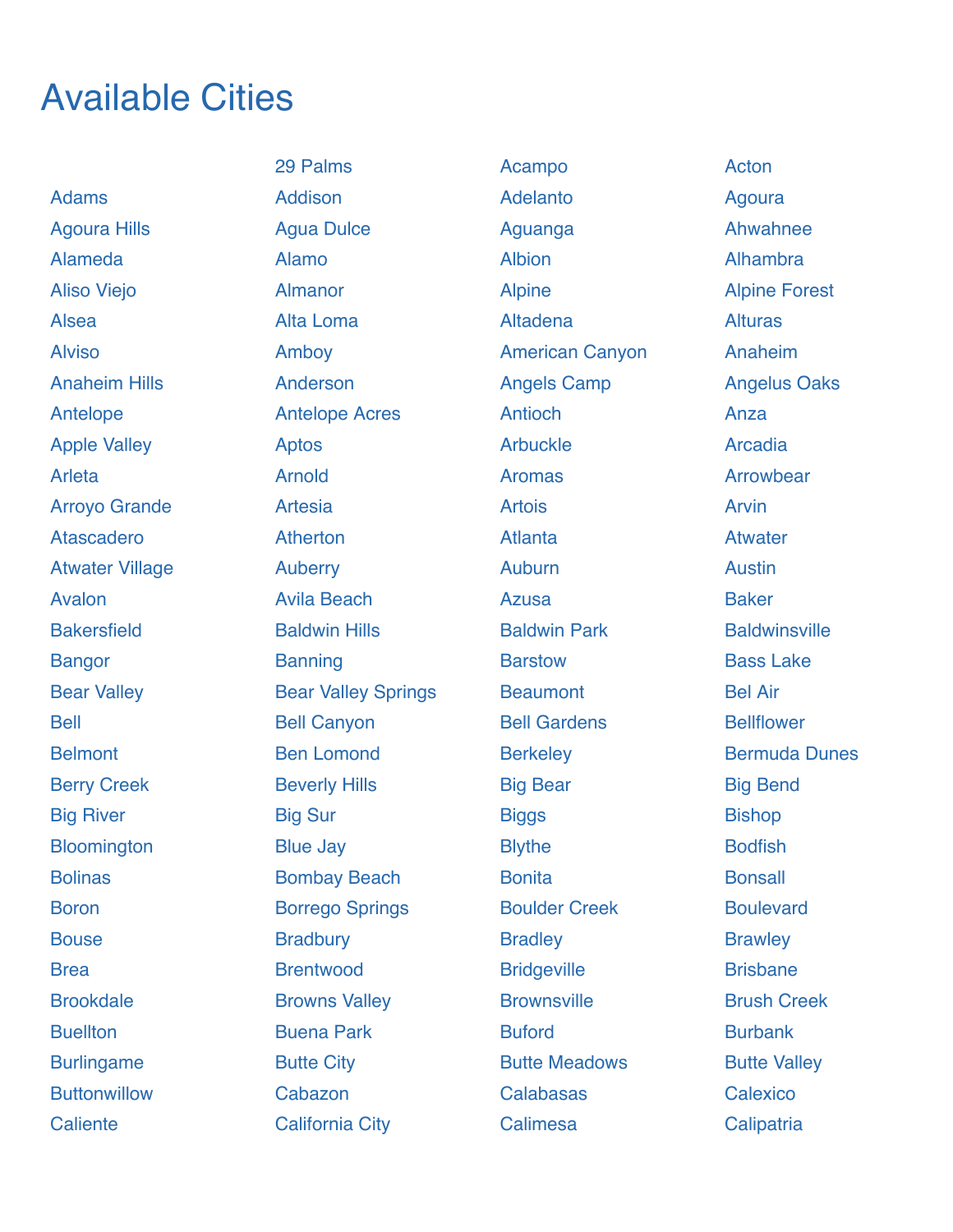# Available Cities

| | | | |
|---|---|---|---|
| | 29 Palms | Acampo | Acton |
| Adams | Addison | Adelanto | Agoura |
| Agoura Hills | Agua Dulce | Aguanga | Ahwahnee |
| Alameda | Alamo | Albion | Alhambra |
| Aliso Viejo | Almanor | Alpine | Alpine Forest |
| Alsea | Alta Loma | Altadena | Alturas |
| Alviso | Amboy | American Canyon | Anaheim |
| Anaheim Hills | Anderson | Angels Camp | Angelus Oaks |
| Antelope | Antelope Acres | Antioch | Anza |
| Apple Valley | Aptos | Arbuckle | Arcadia |
| Arleta | Arnold | Aromas | Arrowbear |
| Arroyo Grande | Artesia | Artois | Arvin |
| Atascadero | Atherton | Atlanta | Atwater |
| Atwater Village | Auberry | Auburn | Austin |
| Avalon | Avila Beach | Azusa | Baker |
| Bakersfield | Baldwin Hills | Baldwin Park | Baldwinsville |
| Bangor | Banning | Barstow | Bass Lake |
| Bear Valley | Bear Valley Springs | Beaumont | Bel Air |
| Bell | Bell Canyon | Bell Gardens | Bellflower |
| Belmont | Ben Lomond | Berkeley | Bermuda Dunes |
| Berry Creek | Beverly Hills | Big Bear | Big Bend |
| Big River | Big Sur | Biggs | Bishop |
| Bloomington | Blue Jay | Blythe | Bodfish |
| Bolinas | Bombay Beach | Bonita | Bonsall |
| Boron | Borrego Springs | Boulder Creek | Boulevard |
| Bouse | Bradbury | Bradley | Brawley |
| Brea | Brentwood | Bridgeville | Brisbane |
| Brookdale | Browns Valley | Brownsville | Brush Creek |
| Buellton | Buena Park | Buford | Burbank |
| Burlingame | Butte City | Butte Meadows | Butte Valley |
| Buttonwillow | Cabazon | Calabasas | Calexico |
| Caliente | California City | Calimesa | Calipatria |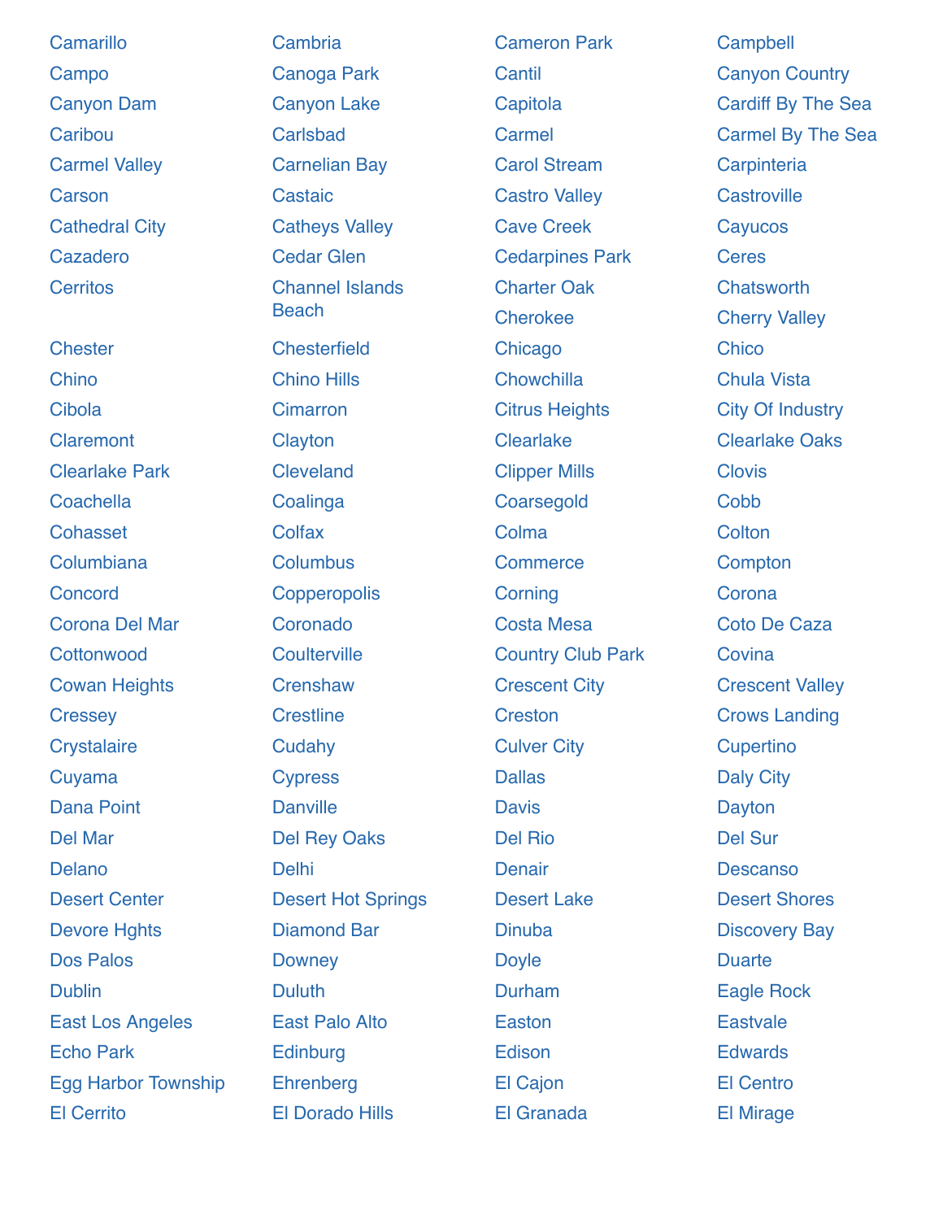Camarillo
Cambria
Cameron Park
Campbell
Campo
Canoga Park
Cantil
Canyon Country
Canyon Dam
Canyon Lake
Capitola
Cardiff By The Sea
Caribou
Carlsbad
Carmel
Carmel By The Sea
Carmel Valley
Carnelian Bay
Carol Stream
Carpinteria
Carson
Castaic
Castro Valley
Castroville
Cathedral City
Catheys Valley
Cave Creek
Cayucos
Cazadero
Cedar Glen
Cedarpines Park
Ceres
Cerritos
Channel Islands Beach
Charter Oak
Chatsworth
Cherokee
Cherry Valley
Chester
Chesterfield
Chicago
Chico
Chino
Chino Hills
Chowchilla
Chula Vista
Cibola
Cimarron
Citrus Heights
City Of Industry
Claremont
Clayton
Clearlake
Clearlake Oaks
Clearlake Park
Cleveland
Clipper Mills
Clovis
Coachella
Coalinga
Coarsegold
Cobb
Cohasset
Colfax
Colma
Colton
Columbiana
Columbus
Commerce
Compton
Concord
Copperopolis
Corning
Corona
Corona Del Mar
Coronado
Costa Mesa
Coto De Caza
Cottonwood
Coulterville
Country Club Park
Covina
Cowan Heights
Crenshaw
Crescent City
Crescent Valley
Cressey
Crestline
Creston
Crows Landing
Crystalaire
Cudahy
Culver City
Cupertino
Cuyama
Cypress
Dallas
Daly City
Dana Point
Danville
Davis
Dayton
Del Mar
Del Rey Oaks
Del Rio
Del Sur
Delano
Delhi
Denair
Descanso
Desert Center
Desert Hot Springs
Desert Lake
Desert Shores
Devore Hghts
Diamond Bar
Dinuba
Discovery Bay
Dos Palos
Downey
Doyle
Duarte
Dublin
Duluth
Durham
Eagle Rock
East Los Angeles
East Palo Alto
Easton
Eastvale
Echo Park
Edinburg
Edison
Edwards
Egg Harbor Township
Ehrenberg
El Cajon
El Centro
El Cerrito
El Dorado Hills
El Granada
El Mirage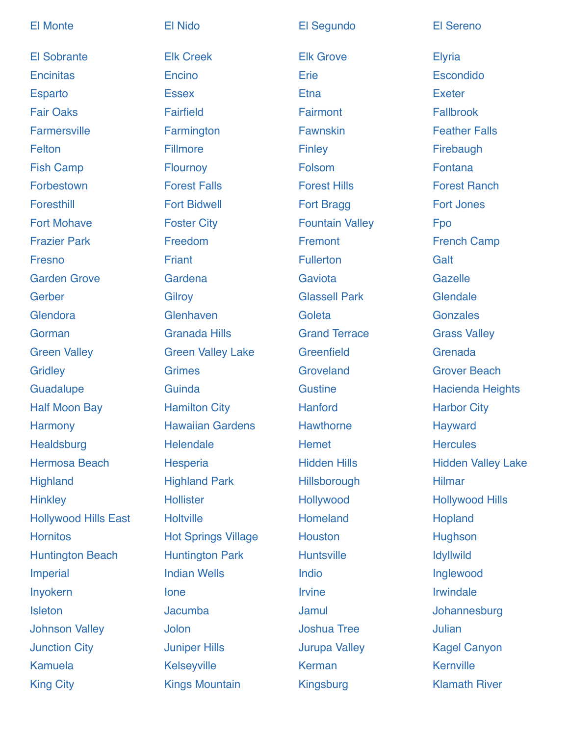| | | | |
|---|---|---|---|
| El Monte | El Nido | El Segundo | El Sereno |
| El Sobrante | Elk Creek | Elk Grove | Elyria |
| Encinitas | Encino | Erie | Escondido |
| Esparto | Essex | Etna | Exeter |
| Fair Oaks | Fairfield | Fairmont | Fallbrook |
| Farmersville | Farmington | Fawnskin | Feather Falls |
| Felton | Fillmore | Finley | Firebaugh |
| Fish Camp | Flournoy | Folsom | Fontana |
| Forbestown | Forest Falls | Forest Hills | Forest Ranch |
| Foresthill | Fort Bidwell | Fort Bragg | Fort Jones |
| Fort Mohave | Foster City | Fountain Valley | Fpo |
| Frazier Park | Freedom | Fremont | French Camp |
| Fresno | Friant | Fullerton | Galt |
| Garden Grove | Gardena | Gaviota | Gazelle |
| Gerber | Gilroy | Glassell Park | Glendale |
| Glendora | Glenhaven | Goleta | Gonzales |
| Gorman | Granada Hills | Grand Terrace | Grass Valley |
| Green Valley | Green Valley Lake | Greenfield | Grenada |
| Gridley | Grimes | Groveland | Grover Beach |
| Guadalupe | Guinda | Gustine | Hacienda Heights |
| Half Moon Bay | Hamilton City | Hanford | Harbor City |
| Harmony | Hawaiian Gardens | Hawthorne | Hayward |
| Healdsburg | Helendale | Hemet | Hercules |
| Hermosa Beach | Hesperia | Hidden Hills | Hidden Valley Lake |
| Highland | Highland Park | Hillsborough | Hilmar |
| Hinkley | Hollister | Hollywood | Hollywood Hills |
| Hollywood Hills East | Holtville | Homeland | Hopland |
| Hornitos | Hot Springs Village | Houston | Hughson |
| Huntington Beach | Huntington Park | Huntsville | Idyllwild |
| Imperial | Indian Wells | Indio | Inglewood |
| Inyokern | Ione | Irvine | Irwindale |
| Isleton | Jacumba | Jamul | Johannesburg |
| Johnson Valley | Jolon | Joshua Tree | Julian |
| Junction City | Juniper Hills | Jurupa Valley | Kagel Canyon |
| Kamuela | Kelseyville | Kerman | Kernville |
| King City | Kings Mountain | Kingsburg | Klamath River |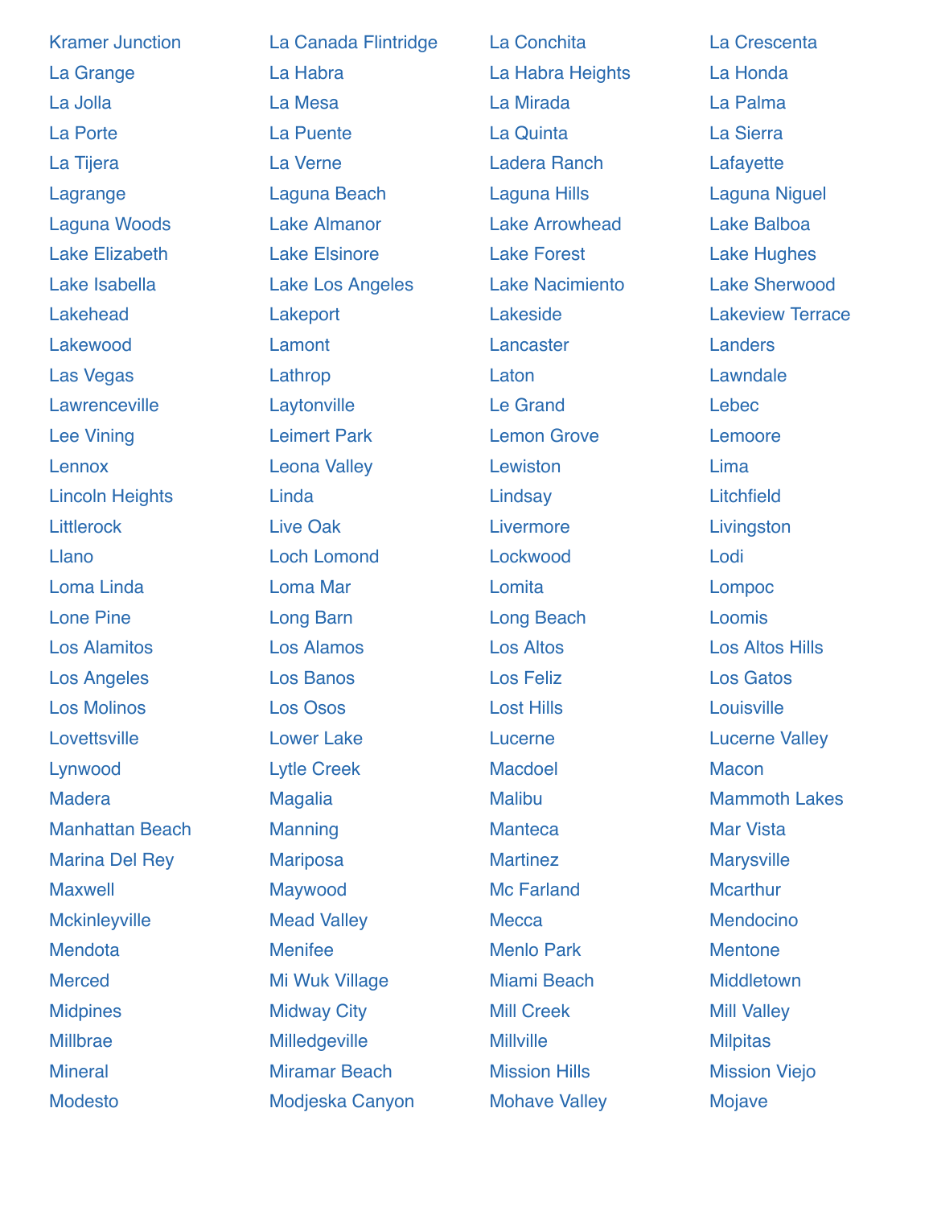| | | | |
|---|---|---|---|
| Kramer Junction | La Canada Flintridge | La Conchita | La Crescenta |
| La Grange | La Habra | La Habra Heights | La Honda |
| La Jolla | La Mesa | La Mirada | La Palma |
| La Porte | La Puente | La Quinta | La Sierra |
| La Tijera | La Verne | Ladera Ranch | Lafayette |
| Lagrange | Laguna Beach | Laguna Hills | Laguna Niguel |
| Laguna Woods | Lake Almanor | Lake Arrowhead | Lake Balboa |
| Lake Elizabeth | Lake Elsinore | Lake Forest | Lake Hughes |
| Lake Isabella | Lake Los Angeles | Lake Nacimiento | Lake Sherwood |
| Lakehead | Lakeport | Lakeside | Lakeview Terrace |
| Lakewood | Lamont | Lancaster | Landers |
| Las Vegas | Lathrop | Laton | Lawndale |
| Lawrenceville | Laytonville | Le Grand | Lebec |
| Lee Vining | Leimert Park | Lemon Grove | Lemoore |
| Lennox | Leona Valley | Lewiston | Lima |
| Lincoln Heights | Linda | Lindsay | Litchfield |
| Littlerock | Live Oak | Livermore | Livingston |
| Llano | Loch Lomond | Lockwood | Lodi |
| Loma Linda | Loma Mar | Lomita | Lompoc |
| Lone Pine | Long Barn | Long Beach | Loomis |
| Los Alamitos | Los Alamos | Los Altos | Los Altos Hills |
| Los Angeles | Los Banos | Los Feliz | Los Gatos |
| Los Molinos | Los Osos | Lost Hills | Louisville |
| Lovettsville | Lower Lake | Lucerne | Lucerne Valley |
| Lynwood | Lytle Creek | Macdoel | Macon |
| Madera | Magalia | Malibu | Mammoth Lakes |
| Manhattan Beach | Manning | Manteca | Mar Vista |
| Marina Del Rey | Mariposa | Martinez | Marysville |
| Maxwell | Maywood | Mc Farland | Mcarthur |
| Mckinleyville | Mead Valley | Mecca | Mendocino |
| Mendota | Menifee | Menlo Park | Mentone |
| Merced | Mi Wuk Village | Miami Beach | Middletown |
| Midpines | Midway City | Mill Creek | Mill Valley |
| Millbrae | Milledgeville | Millville | Milpitas |
| Mineral | Miramar Beach | Mission Hills | Mission Viejo |
| Modesto | Modjeska Canyon | Mohave Valley | Mojave |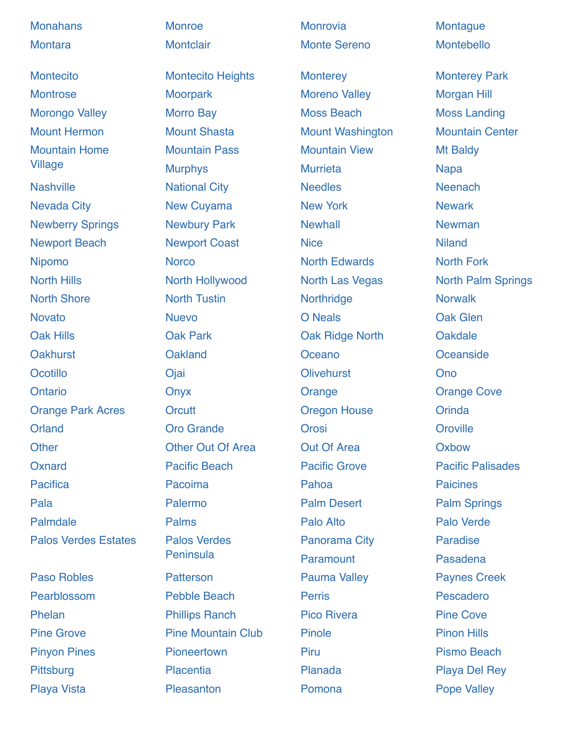| | | | |
|---|---|---|---|
| Monahans | Monroe | Monrovia | Montague |
| Montara | Montclair | Monte Sereno | Montebello |
| Montecito | Montecito Heights | Monterey | Monterey Park |
| Montrose | Moorpark | Moreno Valley | Morgan Hill |
| Morongo Valley | Morro Bay | Moss Beach | Moss Landing |
| Mount Hermon | Mount Shasta | Mount Washington | Mountain Center |
| Mountain Home Village | Mountain Pass | Mountain View | Mt Baldy |
| | Murphys | Murrieta | Napa |
| Nashville | National City | Needles | Neenach |
| Nevada City | New Cuyama | New York | Newark |
| Newberry Springs | Newbury Park | Newhall | Newman |
| Newport Beach | Newport Coast | Nice | Niland |
| Nipomo | Norco | North Edwards | North Fork |
| North Hills | North Hollywood | North Las Vegas | North Palm Springs |
| North Shore | North Tustin | Northridge | Norwalk |
| Novato | Nuevo | O Neals | Oak Glen |
| Oak Hills | Oak Park | Oak Ridge North | Oakdale |
| Oakhurst | Oakland | Oceano | Oceanside |
| Ocotillo | Ojai | Olivehurst | Ono |
| Ontario | Onyx | Orange | Orange Cove |
| Orange Park Acres | Orcutt | Oregon House | Orinda |
| Orland | Oro Grande | Orosi | Oroville |
| Other | Other Out Of Area | Out Of Area | Oxbow |
| Oxnard | Pacific Beach | Pacific Grove | Pacific Palisades |
| Pacifica | Pacoima | Pahoa | Paicines |
| Pala | Palermo | Palm Desert | Palm Springs |
| Palmdale | Palms | Palo Alto | Palo Verde |
| Palos Verdes Estates | Palos Verdes Peninsula | Panorama City | Paradise |
| | | Paramount | Pasadena |
| Paso Robles | Patterson | Pauma Valley | Paynes Creek |
| Pearblossom | Pebble Beach | Perris | Pescadero |
| Phelan | Phillips Ranch | Pico Rivera | Pine Cove |
| Pine Grove | Pine Mountain Club | Pinole | Pinon Hills |
| Pinyon Pines | Pioneertown | Piru | Pismo Beach |
| Pittsburg | Placentia | Planada | Playa Del Rey |
| Playa Vista | Pleasanton | Pomona | Pope Valley |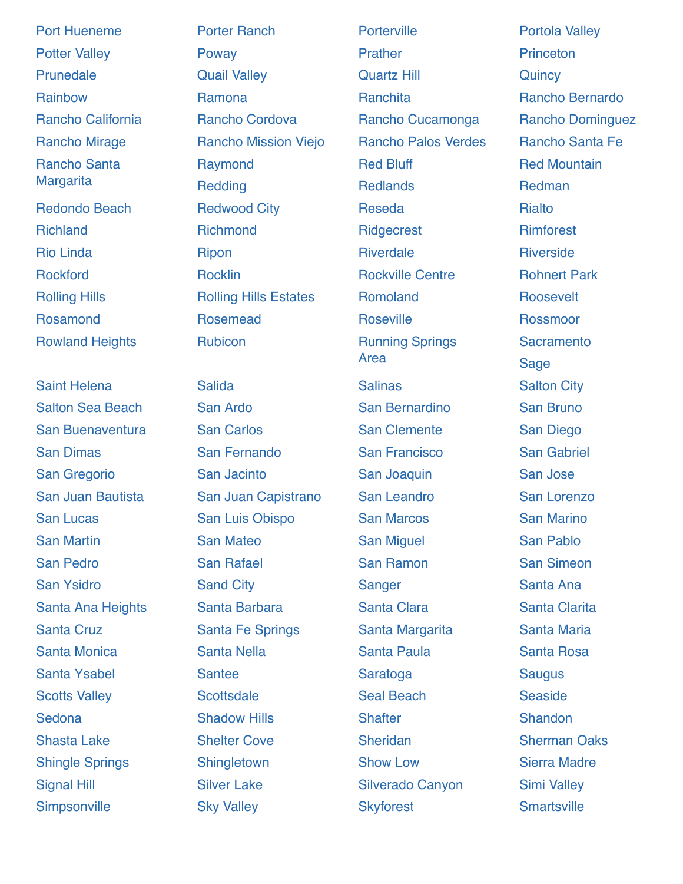Port Hueneme
Porter Ranch
Porterville
Portola Valley
Potter Valley
Poway
Prather
Princeton
Prunedale
Quail Valley
Quartz Hill
Quincy
Rainbow
Ramona
Ranchita
Rancho Bernardo
Rancho California
Rancho Cordova
Rancho Cucamonga
Rancho Dominguez
Rancho Mirage
Rancho Mission Viejo
Rancho Palos Verdes
Rancho Santa Fe
Rancho Santa Margarita
Raymond
Red Bluff
Red Mountain
Redding
Redlands
Redman
Redondo Beach
Redwood City
Reseda
Rialto
Richland
Richmond
Ridgecrest
Rimforest
Rio Linda
Ripon
Riverdale
Riverside
Rockford
Rocklin
Rockville Centre
Rohnert Park
Rolling Hills
Rolling Hills Estates
Romoland
Roosevelt
Rosamond
Rosemead
Roseville
Rossmoor
Rowland Heights
Rubicon
Running Springs Area
Sacramento
Sage
Saint Helena
Salida
Salinas
Salton City
Salton Sea Beach
San Ardo
San Bernardino
San Bruno
San Buenaventura
San Carlos
San Clemente
San Diego
San Dimas
San Fernando
San Francisco
San Gabriel
San Gregorio
San Jacinto
San Joaquin
San Jose
San Juan Bautista
San Juan Capistrano
San Leandro
San Lorenzo
San Lucas
San Luis Obispo
San Marcos
San Marino
San Martin
San Mateo
San Miguel
San Pablo
San Pedro
San Rafael
San Ramon
San Simeon
San Ysidro
Sand City
Sanger
Santa Ana
Santa Ana Heights
Santa Barbara
Santa Clara
Santa Clarita
Santa Cruz
Santa Fe Springs
Santa Margarita
Santa Maria
Santa Monica
Santa Nella
Santa Paula
Santa Rosa
Santa Ysabel
Santee
Saratoga
Saugus
Scotts Valley
Scottsdale
Seal Beach
Seaside
Sedona
Shadow Hills
Shafter
Shandon
Shasta Lake
Shelter Cove
Sheridan
Sherman Oaks
Shingle Springs
Shingletown
Show Low
Sierra Madre
Signal Hill
Silver Lake
Silverado Canyon
Simi Valley
Simpsonville
Sky Valley
Skyforest
Smartsville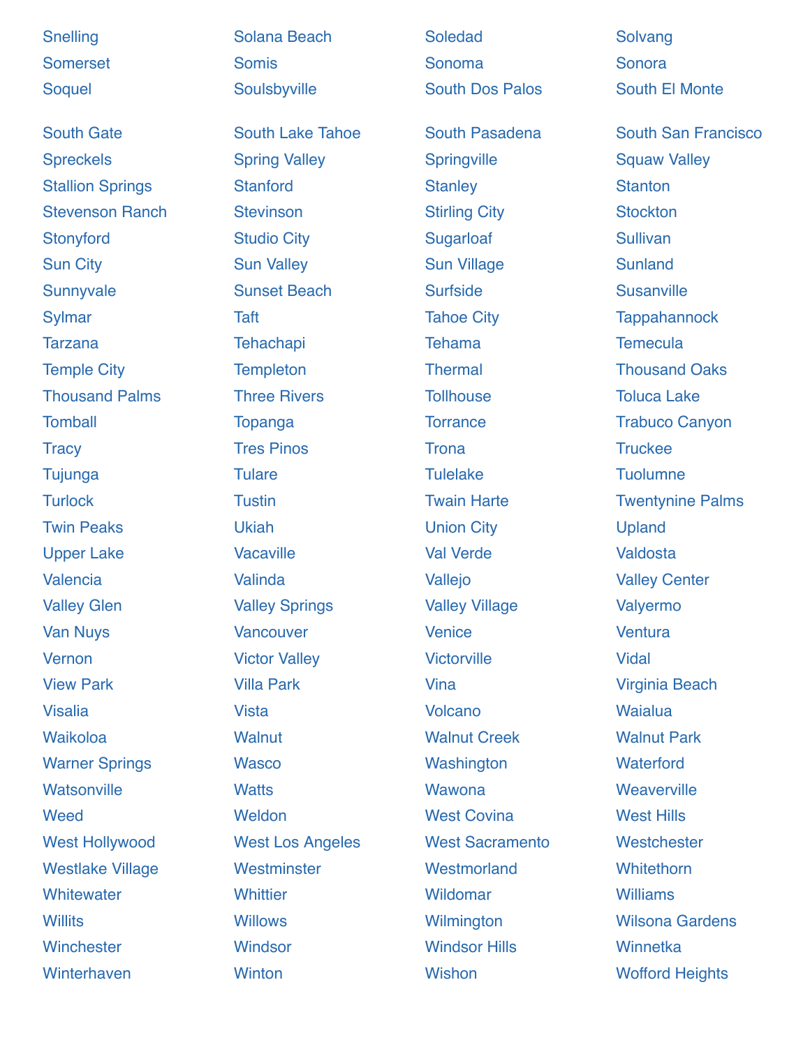- Snelling
- Solana Beach
- Soledad
- Solvang
- Somerset
- Somis
- Sonoma
- Sonora
- Soquel
- Soulsbyville
- South Dos Palos
- South El Monte
- South Gate
- South Lake Tahoe
- South Pasadena
- South San Francisco
- Spreckels
- Spring Valley
- Springville
- Squaw Valley
- Stallion Springs
- Stanford
- Stanley
- Stanton
- Stevenson Ranch
- Stevinson
- Stirling City
- Stockton
- Stonyford
- Studio City
- Sugarloaf
- Sullivan
- Sun City
- Sun Valley
- Sun Village
- Sunland
- Sunnyvale
- Sunset Beach
- Surfside
- Susanville
- Sylmar
- Taft
- Tahoe City
- Tappahannock
- Tarzana
- Tehachapi
- Tehama
- Temecula
- Temple City
- Templeton
- Thermal
- Thousand Oaks
- Thousand Palms
- Three Rivers
- Tollhouse
- Toluca Lake
- Tomball
- Topanga
- Torrance
- Trabuco Canyon
- Tracy
- Tres Pinos
- Trona
- Truckee
- Tujunga
- Tulare
- Tulelake
- Tuolumne
- Turlock
- Tustin
- Twain Harte
- Twentynine Palms
- Twin Peaks
- Ukiah
- Union City
- Upland
- Upper Lake
- Vacaville
- Val Verde
- Valdosta
- Valencia
- Valinda
- Vallejo
- Valley Center
- Valley Glen
- Valley Springs
- Valley Village
- Valyermo
- Van Nuys
- Vancouver
- Venice
- Ventura
- Vernon
- Victor Valley
- Victorville
- Vidal
- View Park
- Villa Park
- Vina
- Virginia Beach
- Visalia
- Vista
- Volcano
- Waialua
- Waikoloa
- Walnut
- Walnut Creek
- Walnut Park
- Warner Springs
- Wasco
- Washington
- Waterford
- Watsonville
- Watts
- Wawona
- Weaverville
- Weed
- Weldon
- West Covina
- West Hills
- West Hollywood
- West Los Angeles
- West Sacramento
- Westchester
- Westlake Village
- Westminster
- Westmorland
- Whitethorn
- Whitewater
- Whittier
- Wildomar
- Williams
- Willits
- Willows
- Wilmington
- Wilsona Gardens
- Winchester
- Windsor
- Windsor Hills
- Winnetka
- Winterhaven
- Winton
- Wishon
- Wofford Heights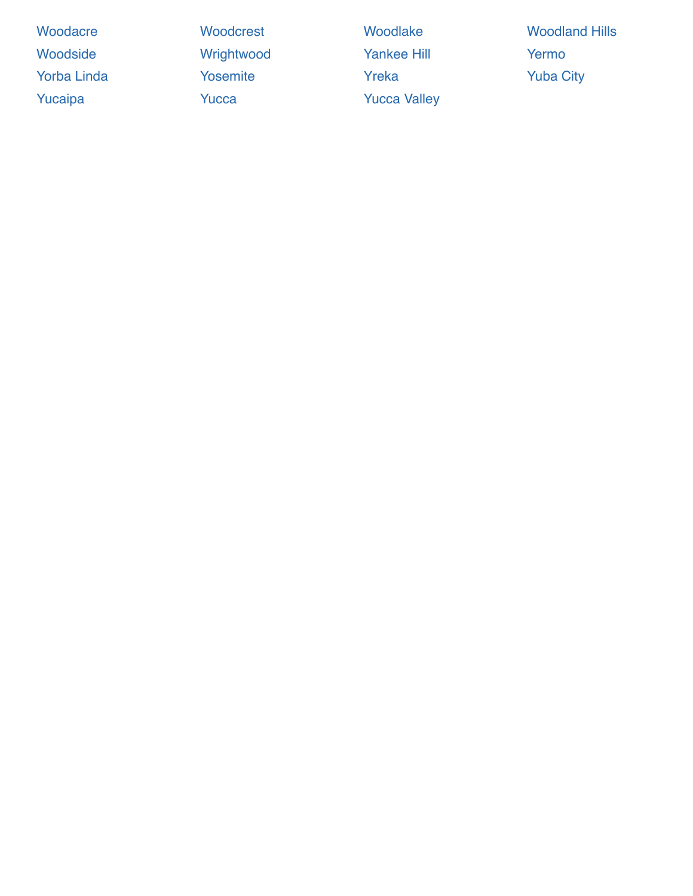- Woodacre
- Woodcrest
- Woodlake
- Woodland Hills
- Woodside
- Wrightwood
- Yankee Hill
- Yermo
- Yorba Linda
- Yosemite
- Yreka
- Yuba City
- Yucaipa
- Yucca
- Yucca Valley